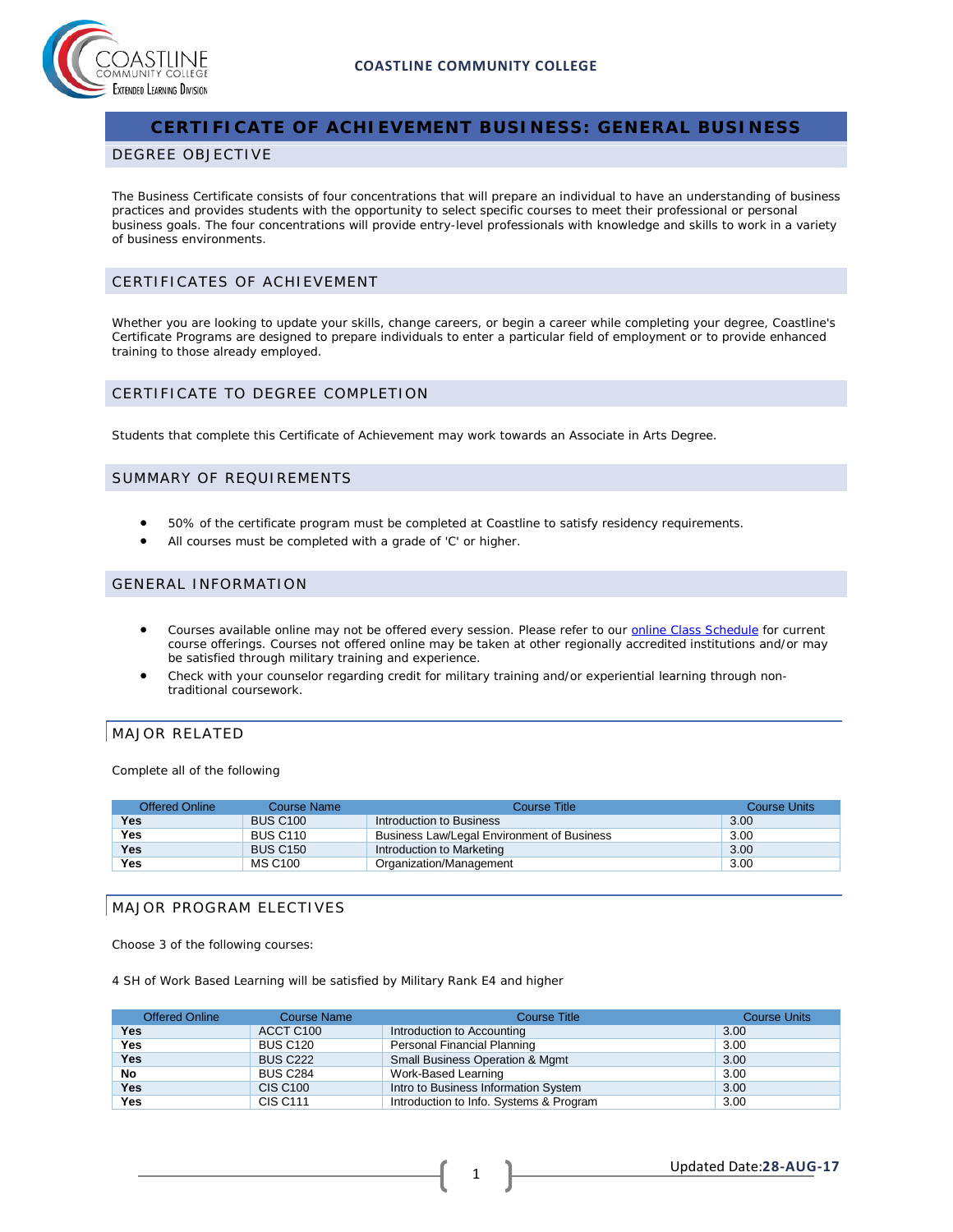# CERTIFICATE OF ACHIEVEMENT BUSINESS: GENERAL BUSINESS

## DEGREE OBJECTIVE

The Business Certificate consists of four concentrations that will prepare an individual to have an understanding of business practices and provides students with the opportunity to select specific courses to meet their professional or personal business goals. The four concentrations will provide entry-level professionals with knowledge and skills to work in a variety of business environments.

## CERTIFICATES OF ACHIEVEMENT

Whether you are looking to update your skills, change careers, or begin a career while completing your degree, Coastline's Certificate Programs are designed to prepare individuals to enter a particular field of employment or to provide enhanced training to those already employed.

## CERTIFICATE TO DEGREE COMPLETION

Students that complete this Certificate of Achievement may work towards an Associate in Arts Degree.

## SUMMARY OF REQUIREMENTS

- 50% of the certificate program must be completed at Coastline to satisfy residency requirements.
- All courses must be completed with a grade of 'C' or higher.

## GENERAL INFORMATION

- Courses available online may not be offered every session. Please refer to our online Class Schedule for current course offerings. Courses not offered online may be taken at other regionally accredited institutions and/or may be satisfied through military training and experience.
- Check with your counselor regarding credit for military training and/or experiential learning through non-traditional coursework.

## MAJOR RELATED

Complete all of the following

| Offered Online | Course Name | Course Title | Course Units |
|---|---|---|---|
| **Yes** | BUS C100 | Introduction to Business | 3.00 |
| **Yes** | BUS C110 | Business Law/Legal Environment of Business | 3.00 |
| **Yes** | BUS C150 | Introduction to Marketing | 3.00 |
| **Yes** | MS C100 | Organization/Management | 3.00 |

## MAJOR PROGRAM ELECTIVES

Choose 3 of the following courses:

4 SH of Work Based Learning will be satisfied by Military Rank E4 and higher

| Offered Online | Course Name | Course Title | Course Units |
|---|---|---|---|
| **Yes** | ACCT C100 | Introduction to Accounting | 3.00 |
| **Yes** | BUS C120 | Personal Financial Planning | 3.00 |
| **Yes** | BUS C222 | Small Business Operation & Mgmt | 3.00 |
| **No** | BUS C284 | Work-Based Learning | 3.00 |
| **Yes** | CIS C100 | Intro to Business Information System | 3.00 |
| **Yes** | CIS C111 | Introduction to Info. Systems & Program | 3.00 |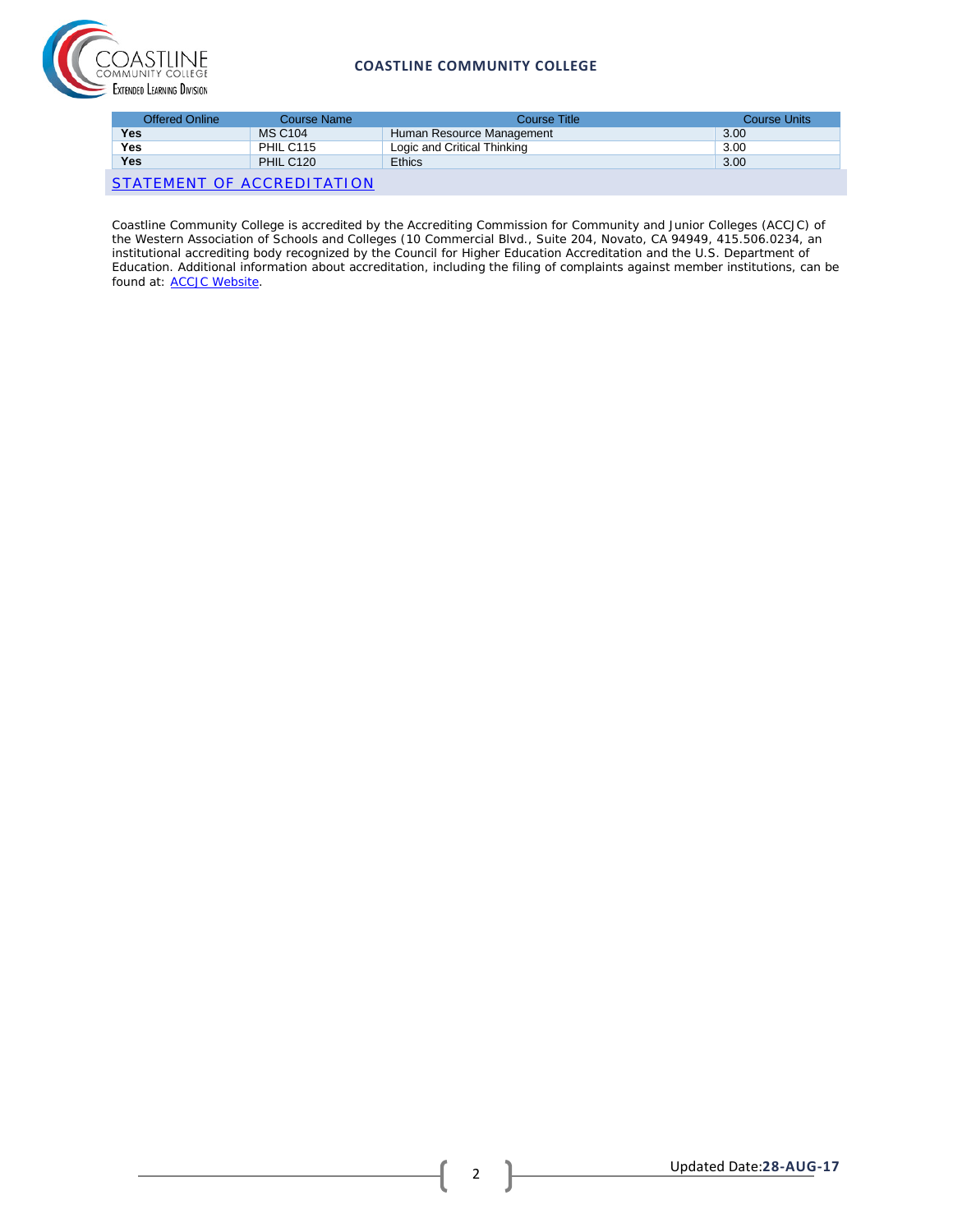| Offered Online | Course Name | Course Title | Course Units |
| --- | --- | --- | --- |
| **Yes** | MS C104 | Human Resource Management | 3.00 |
| **Yes** | PHIL C115 | Logic and Critical Thinking | 3.00 |
| **Yes** | PHIL C120 | Ethics | 3.00 |

## STATEMENT OF ACCREDITATION

Coastline Community College is accredited by the Accrediting Commission for Community and Junior Colleges (ACCJC) of the Western Association of Schools and Colleges (10 Commercial Blvd., Suite 204, Novato, CA 94949, 415.506.0234, an institutional accrediting body recognized by the Council for Higher Education Accreditation and the U.S. Department of Education. Additional information about accreditation, including the filing of complaints against member institutions, can be found at: ACCJC Website.